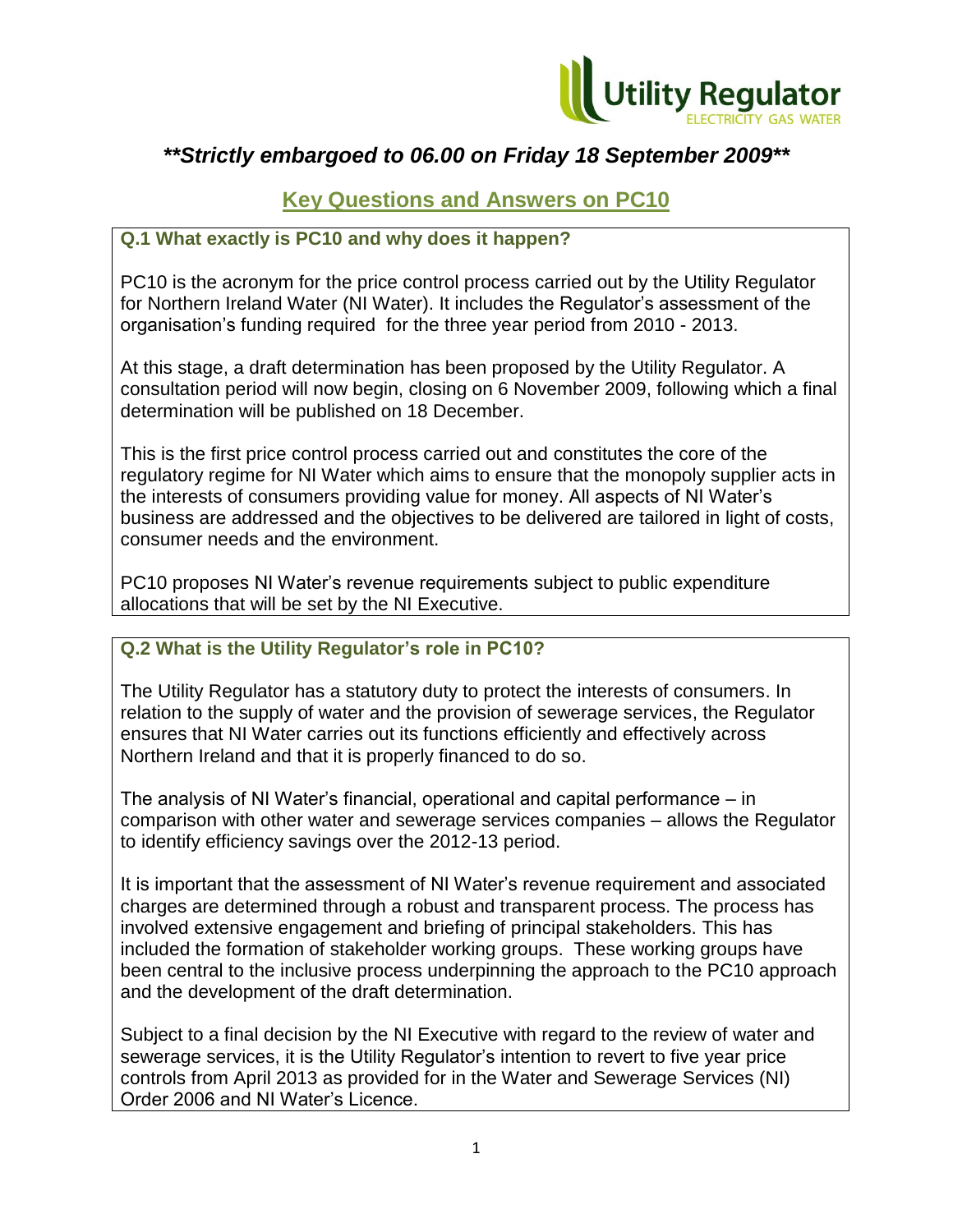***\*\*Strictly embargoed to 06.00 on Friday 18 September 2009\*\****

## Key Questions and Answers on PC10

### Q.1 What exactly is PC10 and why does it happen?

PC10 is the acronym for the price control process carried out by the Utility Regulator for Northern Ireland Water (NI Water). It includes the Regulator's assessment of the organisation's funding required for the three year period from 2010 - 2013.

At this stage, a draft determination has been proposed by the Utility Regulator. A consultation period will now begin, closing on 6 November 2009, following which a final determination will be published on 18 December.

This is the first price control process carried out and constitutes the core of the regulatory regime for NI Water which aims to ensure that the monopoly supplier acts in the interests of consumers providing value for money. All aspects of NI Water's business are addressed and the objectives to be delivered are tailored in light of costs, consumer needs and the environment.

PC10 proposes NI Water's revenue requirements subject to public expenditure allocations that will be set by the NI Executive.

### Q.2 What is the Utility Regulator's role in PC10?

The Utility Regulator has a statutory duty to protect the interests of consumers. In relation to the supply of water and the provision of sewerage services, the Regulator ensures that NI Water carries out its functions efficiently and effectively across Northern Ireland and that it is properly financed to do so.

The analysis of NI Water's financial, operational and capital performance – in comparison with other water and sewerage services companies – allows the Regulator to identify efficiency savings over the 2012-13 period.

It is important that the assessment of NI Water's revenue requirement and associated charges are determined through a robust and transparent process. The process has involved extensive engagement and briefing of principal stakeholders. This has included the formation of stakeholder working groups. These working groups have been central to the inclusive process underpinning the approach to the PC10 approach and the development of the draft determination.

Subject to a final decision by the NI Executive with regard to the review of water and sewerage services, it is the Utility Regulator's intention to revert to five year price controls from April 2013 as provided for in the Water and Sewerage Services (NI) Order 2006 and NI Water's Licence.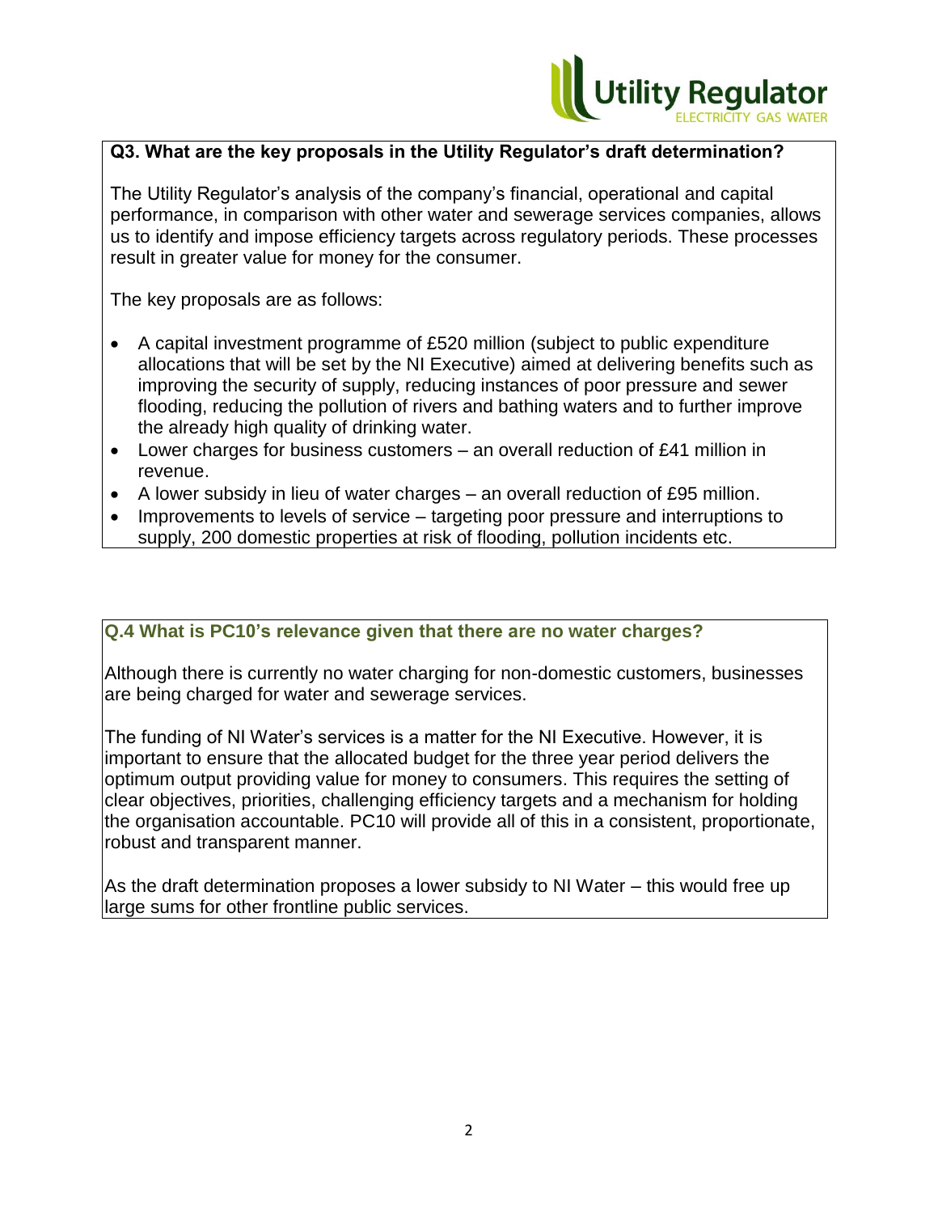**Q3. What are the key proposals in the Utility Regulator's draft determination?**

The Utility Regulator's analysis of the company's financial, operational and capital performance, in comparison with other water and sewerage services companies, allows us to identify and impose efficiency targets across regulatory periods. These processes result in greater value for money for the consumer.

The key proposals are as follows:

- A capital investment programme of £520 million (subject to public expenditure allocations that will be set by the NI Executive) aimed at delivering benefits such as improving the security of supply, reducing instances of poor pressure and sewer flooding, reducing the pollution of rivers and bathing waters and to further improve the already high quality of drinking water.
- Lower charges for business customers – an overall reduction of £41 million in revenue.
- A lower subsidy in lieu of water charges – an overall reduction of £95 million.
- Improvements to levels of service – targeting poor pressure and interruptions to supply, 200 domestic properties at risk of flooding, pollution incidents etc.

**Q.4 What is PC10's relevance given that there are no water charges?**

Although there is currently no water charging for non-domestic customers, businesses are being charged for water and sewerage services.

The funding of NI Water's services is a matter for the NI Executive. However, it is important to ensure that the allocated budget for the three year period delivers the optimum output providing value for money to consumers. This requires the setting of clear objectives, priorities, challenging efficiency targets and a mechanism for holding the organisation accountable. PC10 will provide all of this in a consistent, proportionate, robust and transparent manner.

As the draft determination proposes a lower subsidy to NI Water – this would free up large sums for other frontline public services.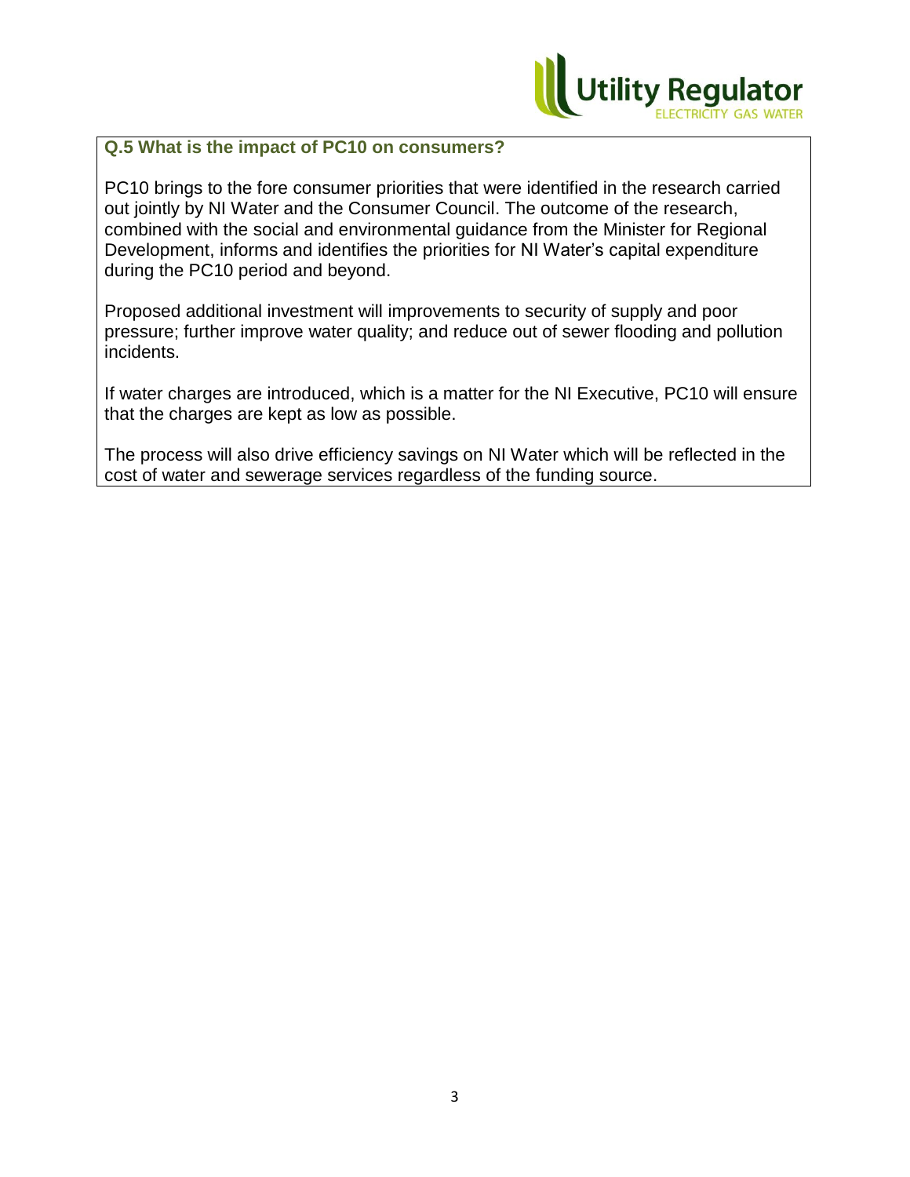## Q.5 What is the impact of PC10 on consumers?

PC10 brings to the fore consumer priorities that were identified in the research carried out jointly by NI Water and the Consumer Council. The outcome of the research, combined with the social and environmental guidance from the Minister for Regional Development, informs and identifies the priorities for NI Water's capital expenditure during the PC10 period and beyond.

Proposed additional investment will improvements to security of supply and poor pressure; further improve water quality; and reduce out of sewer flooding and pollution incidents.

If water charges are introduced, which is a matter for the NI Executive, PC10 will ensure that the charges are kept as low as possible.

The process will also drive efficiency savings on NI Water which will be reflected in the cost of water and sewerage services regardless of the funding source.